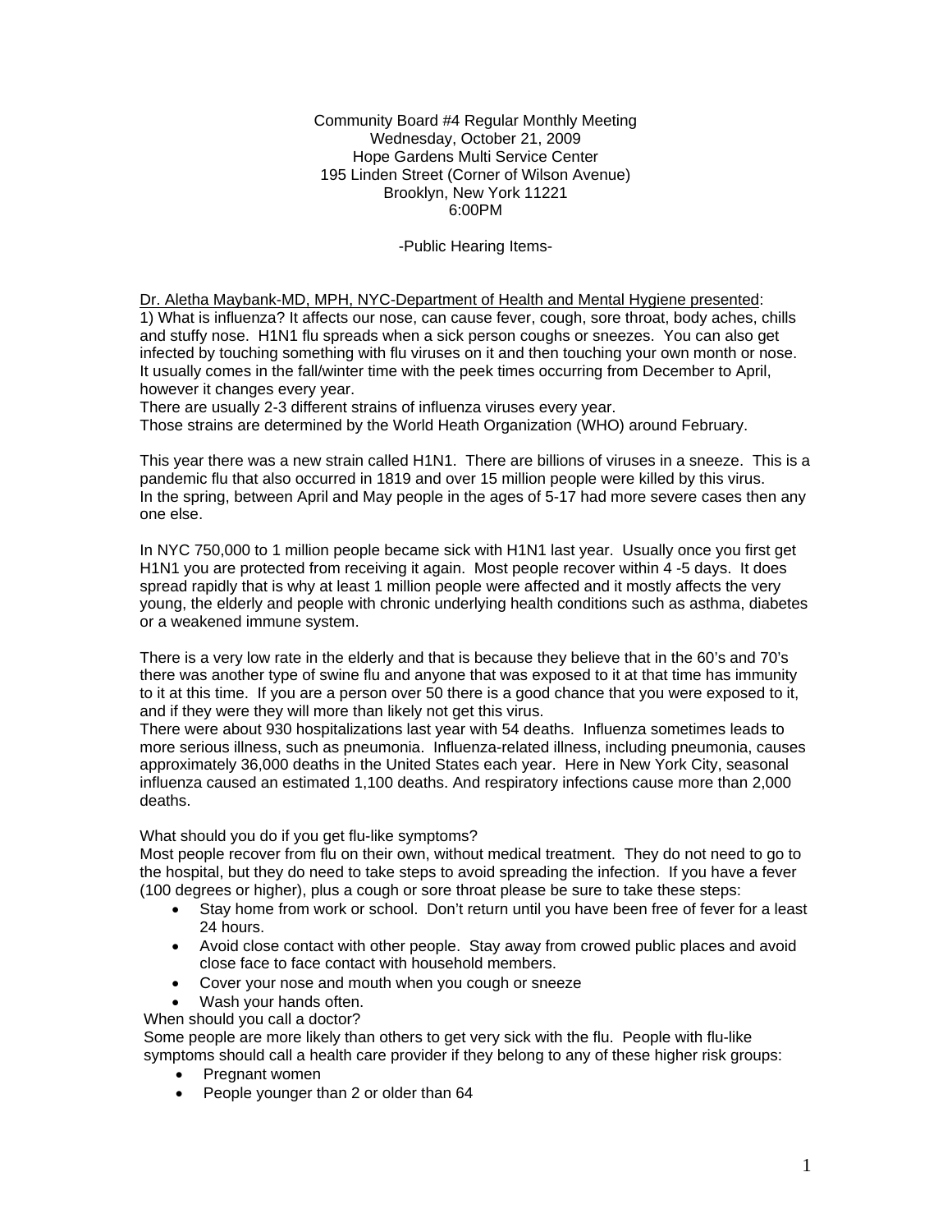Community Board #4 Regular Monthly Meeting
Wednesday, October 21, 2009
Hope Gardens Multi Service Center
195 Linden Street (Corner of Wilson Avenue)
Brooklyn, New York 11221
6:00PM

-Public Hearing Items-

<u>Dr. Aletha Maybank-MD, MPH, NYC-Department of Health and Mental Hygiene presented</u>:
1) What is influenza? It affects our nose, can cause fever, cough, sore throat, body aches, chills and stuffy nose. H1N1 flu spreads when a sick person coughs or sneezes. You can also get infected by touching something with flu viruses on it and then touching your own month or nose. It usually comes in the fall/winter time with the peek times occurring from December to April, however it changes every year.
There are usually 2-3 different strains of influenza viruses every year.
Those strains are determined by the World Heath Organization (WHO) around February.

This year there was a new strain called H1N1. There are billions of viruses in a sneeze. This is a pandemic flu that also occurred in 1819 and over 15 million people were killed by this virus.
In the spring, between April and May people in the ages of 5-17 had more severe cases then any one else.

In NYC 750,000 to 1 million people became sick with H1N1 last year. Usually once you first get H1N1 you are protected from receiving it again. Most people recover within 4 -5 days. It does spread rapidly that is why at least 1 million people were affected and it mostly affects the very young, the elderly and people with chronic underlying health conditions such as asthma, diabetes or a weakened immune system.

There is a very low rate in the elderly and that is because they believe that in the 60's and 70's there was another type of swine flu and anyone that was exposed to it at that time has immunity to it at this time. If you are a person over 50 there is a good chance that you were exposed to it, and if they were they will more than likely not get this virus.
There were about 930 hospitalizations last year with 54 deaths. Influenza sometimes leads to more serious illness, such as pneumonia. Influenza-related illness, including pneumonia, causes approximately 36,000 deaths in the United States each year. Here in New York City, seasonal influenza caused an estimated 1,100 deaths. And respiratory infections cause more than 2,000 deaths.

What should you do if you get flu-like symptoms?
Most people recover from flu on their own, without medical treatment. They do not need to go to the hospital, but they do need to take steps to avoid spreading the infection. If you have a fever (100 degrees or higher), plus a cough or sore throat please be sure to take these steps:

- Stay home from work or school. Don't return until you have been free of fever for a least 24 hours.
- Avoid close contact with other people. Stay away from crowed public places and avoid close face to face contact with household members.
- Cover your nose and mouth when you cough or sneeze
- Wash your hands often.

When should you call a doctor?
Some people are more likely than others to get very sick with the flu. People with flu-like symptoms should call a health care provider if they belong to any of these higher risk groups:

- Pregnant women
- People younger than 2 or older than 64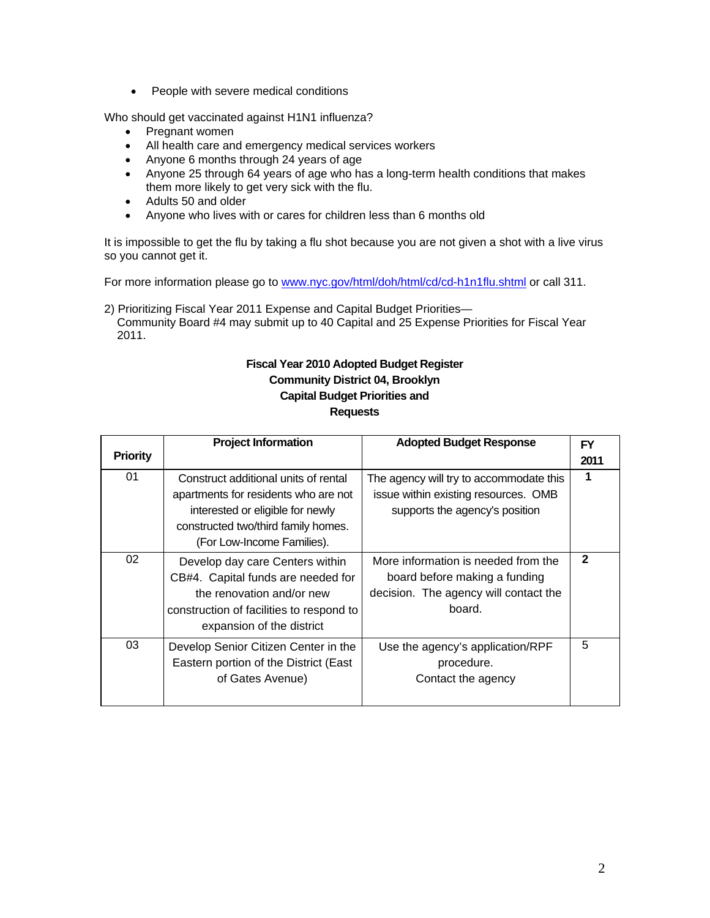- People with severe medical conditions

Who should get vaccinated against H1N1 influenza?

- Pregnant women
- All health care and emergency medical services workers
- Anyone 6 months through 24 years of age
- Anyone 25 through 64 years of age who has a long-term health conditions that makes them more likely to get very sick with the flu.
- Adults 50 and older
- Anyone who lives with or cares for children less than 6 months old

It is impossible to get the flu by taking a flu shot because you are not given a shot with a live virus so you cannot get it.

For more information please go to [www.nyc.gov/html/doh/html/cd/cd-h1n1flu.shtml](http://www.nyc.gov/html/doh/html/cd/cd-h1n1flu.shtml) or call 311.

2) Prioritizing Fiscal Year 2011 Expense and Capital Budget Priorities—
Community Board #4 may submit up to 40 Capital and 25 Expense Priorities for Fiscal Year 2011.

**Fiscal Year 2010 Adopted Budget Register**
**Community District 04, Brooklyn**
**Capital Budget Priorities and Requests**

| Priority | Project Information | Adopted Budget Response | FY 2011 |
|---|---|---|---|
| 01 | Construct additional units of rental apartments for residents who are not interested or eligible for newly constructed two/third family homes. (For Low-Income Families). | The agency will try to accommodate this issue within existing resources. OMB supports the agency's position | **1** |
| 02 | Develop day care Centers within CB#4. Capital funds are needed for the renovation and/or new construction of facilities to respond to expansion of the district | More information is needed from the board before making a funding decision. The agency will contact the board. | **2** |
| 03 | Develop Senior Citizen Center in the Eastern portion of the District (East of Gates Avenue) | Use the agency's application/RPF procedure. Contact the agency | 5 |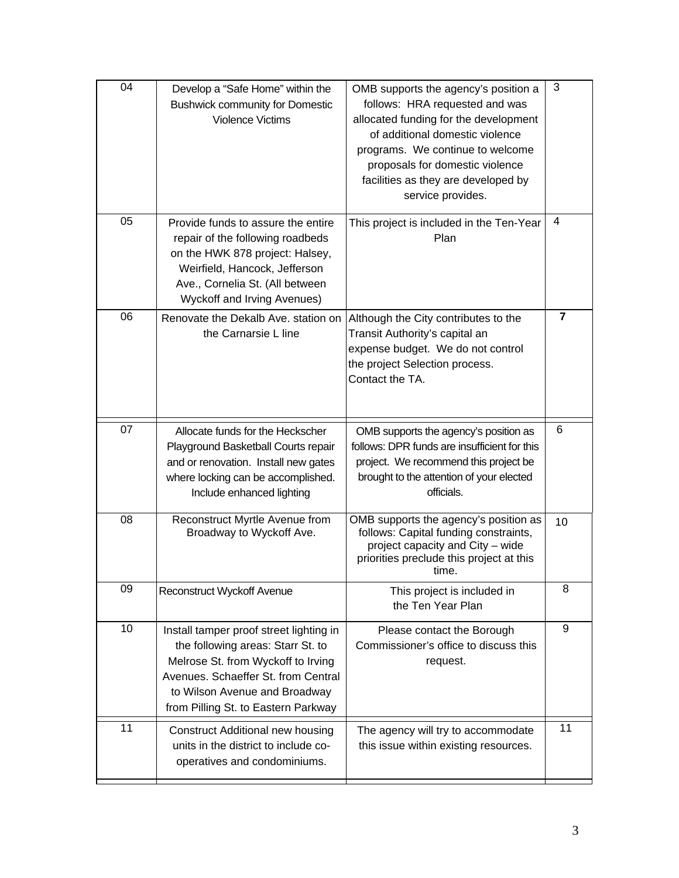| | | | |
|---|---|---|---|
| 04 | Develop a "Safe Home" within the Bushwick community for Domestic Violence Victims | OMB supports the agency's position a follows: HRA requested and was allocated funding for the development of additional domestic violence programs. We continue to welcome proposals for domestic violence facilities as they are developed by service provides. | 3 |
| 05 | Provide funds to assure the entire repair of the following roadbeds on the HWK 878 project: Halsey, Weirfield, Hancock, Jefferson Ave., Cornelia St. (All between Wyckoff and Irving Avenues) | This project is included in the Ten-Year Plan | 4 |
| 06 | Renovate the Dekalb Ave. station on the Carnarsie L line | Although the City contributes to the Transit Authority's capital an expense budget. We do not control the project Selection process. Contact the TA. | **7** |
| 07 | Allocate funds for the Heckscher Playground Basketball Courts repair and or renovation. Install new gates where locking can be accomplished. Include enhanced lighting | OMB supports the agency's position as follows: DPR funds are insufficient for this project. We recommend this project be brought to the attention of your elected officials. | 6 |
| 08 | Reconstruct Myrtle Avenue from Broadway to Wyckoff Ave. | OMB supports the agency's position as follows: Capital funding constraints, project capacity and City – wide priorities preclude this project at this time. | 10 |
| 09 | Reconstruct Wyckoff Avenue | This project is included in the Ten Year Plan | 8 |
| 10 | Install tamper proof street lighting in the following areas: Starr St. to Melrose St. from Wyckoff to Irving Avenues. Schaeffer St. from Central to Wilson Avenue and Broadway from Pilling St. to Eastern Parkway | Please contact the Borough Commissioner's office to discuss this request. | 9 |
| 11 | Construct Additional new housing units in the district to include co-operatives and condominiums. | The agency will try to accommodate this issue within existing resources. | 11 |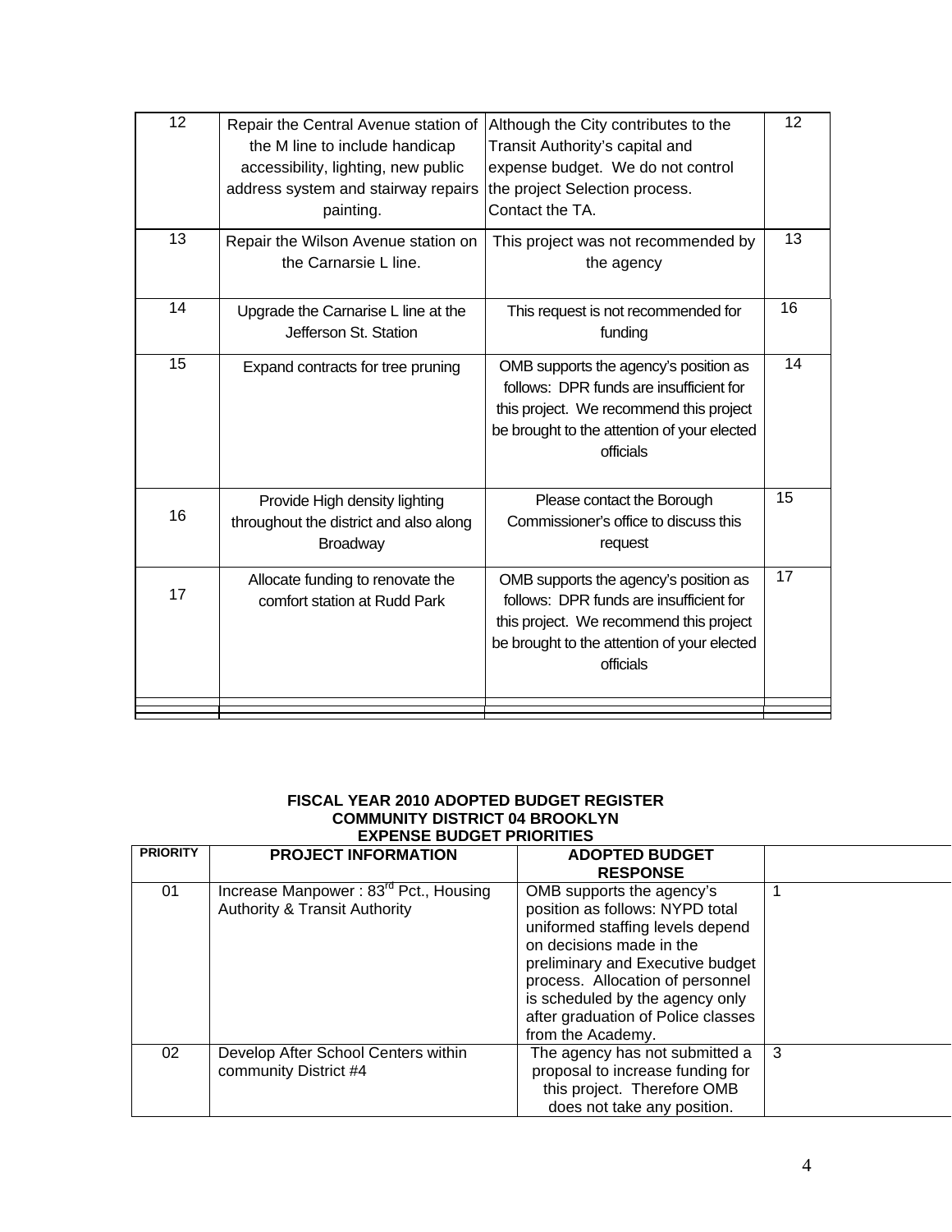| | | | |
|---|---|---|---|
| 12 | Repair the Central Avenue station of the M line to include handicap accessibility, lighting, new public address system and stairway repairs painting. | Although the City contributes to the Transit Authority's capital and expense budget. We do not control the project Selection process. Contact the TA. | 12 |
| 13 | Repair the Wilson Avenue station on the Carnarsie L line. | This project was not recommended by the agency | 13 |
| 14 | Upgrade the Carnarise L line at the Jefferson St. Station | This request is not recommended for funding | 16 |
| 15 | Expand contracts for tree pruning | OMB supports the agency's position as follows: DPR funds are insufficient for this project. We recommend this project be brought to the attention of your elected officials | 14 |
| 16 | Provide High density lighting throughout the district and also along Broadway | Please contact the Borough Commissioner's office to discuss this request | 15 |
| 17 | Allocate funding to renovate the comfort station at Rudd Park | OMB supports the agency's position as follows: DPR funds are insufficient for this project. We recommend this project be brought to the attention of your elected officials | 17 |

**FISCAL YEAR 2010 ADOPTED BUDGET REGISTER**
**COMMUNITY DISTRICT 04 BROOKLYN**
**EXPENSE BUDGET PRIORITIES**

| PRIORITY | PROJECT INFORMATION | ADOPTED BUDGET RESPONSE | |
|---|---|---|---|
| 01 | Increase Manpower : 83rd Pct., Housing Authority & Transit Authority | OMB supports the agency's position as follows: NYPD total uniformed staffing levels depend on decisions made in the preliminary and Executive budget process. Allocation of personnel is scheduled by the agency only after graduation of Police classes from the Academy. | 1 |
| 02 | Develop After School Centers within community District #4 | The agency has not submitted a proposal to increase funding for this project. Therefore OMB does not take any position. | 3 |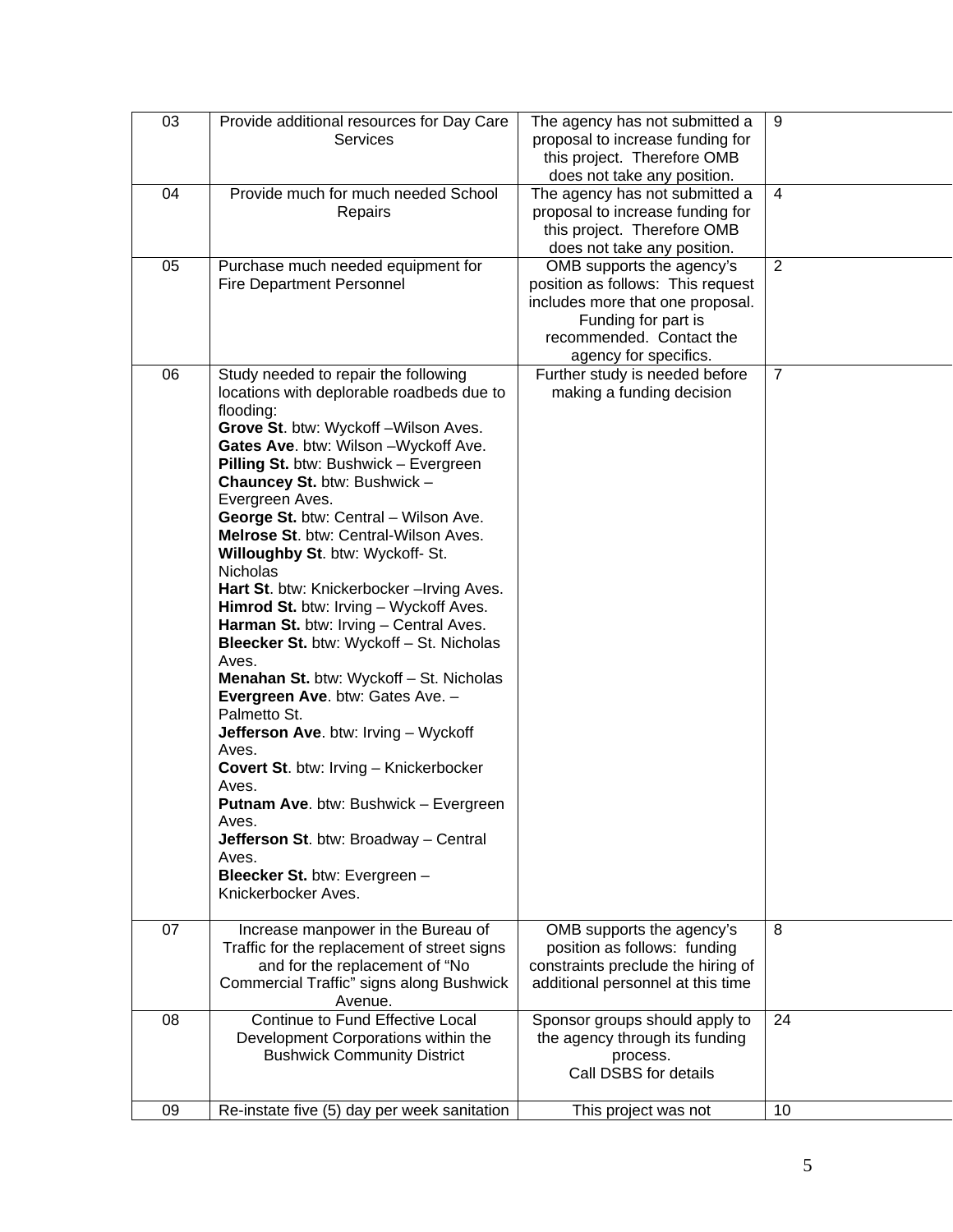| 03 | Provide additional resources for Day Care Services | The agency has not submitted a proposal to increase funding for this project. Therefore OMB does not take any position. | 9 |
|---|---|---|---|
| 04 | Provide much for much needed School Repairs | The agency has not submitted a proposal to increase funding for this project. Therefore OMB does not take any position. | 4 |
| 05 | Purchase much needed equipment for Fire Department Personnel | OMB supports the agency's position as follows: This request includes more that one proposal. Funding for part is recommended. Contact the agency for specifics. | 2 |
| 06 | Study needed to repair the following locations with deplorable roadbeds due to flooding:<br>**Grove St**. btw: Wyckoff –Wilson Aves.<br>**Gates Ave**. btw: Wilson –Wyckoff Ave.<br>**Pilling St.** btw: Bushwick – Evergreen<br>**Chauncey St.** btw: Bushwick – Evergreen Aves.<br>**George St.** btw: Central – Wilson Ave.<br>**Melrose St**. btw: Central-Wilson Aves.<br>**Willoughby St**. btw: Wyckoff- St. Nicholas<br>**Hart St**. btw: Knickerbocker –Irving Aves.<br>**Himrod St.** btw: Irving – Wyckoff Aves.<br>**Harman St.** btw: Irving – Central Aves.<br>**Bleecker St.** btw: Wyckoff – St. Nicholas Aves.<br>**Menahan St.** btw: Wyckoff – St. Nicholas<br>**Evergreen Ave**. btw: Gates Ave. – Palmetto St.<br>**Jefferson Ave**. btw: Irving – Wyckoff Aves.<br>**Covert St**. btw: Irving – Knickerbocker Aves.<br>**Putnam Ave**. btw: Bushwick – Evergreen Aves.<br>**Jefferson St**. btw: Broadway – Central Aves.<br>**Bleecker St.** btw: Evergreen – Knickerbocker Aves. | Further study is needed before making a funding decision | 7 |
| 07 | Increase manpower in the Bureau of Traffic for the replacement of street signs and for the replacement of "No Commercial Traffic" signs along Bushwick Avenue. | OMB supports the agency's position as follows: funding constraints preclude the hiring of additional personnel at this time | 8 |
| 08 | Continue to Fund Effective Local Development Corporations within the Bushwick Community District | Sponsor groups should apply to the agency through its funding process.<br>Call DSBS for details | 24 |
| 09 | Re-instate five (5) day per week sanitation | This project was not | 10 |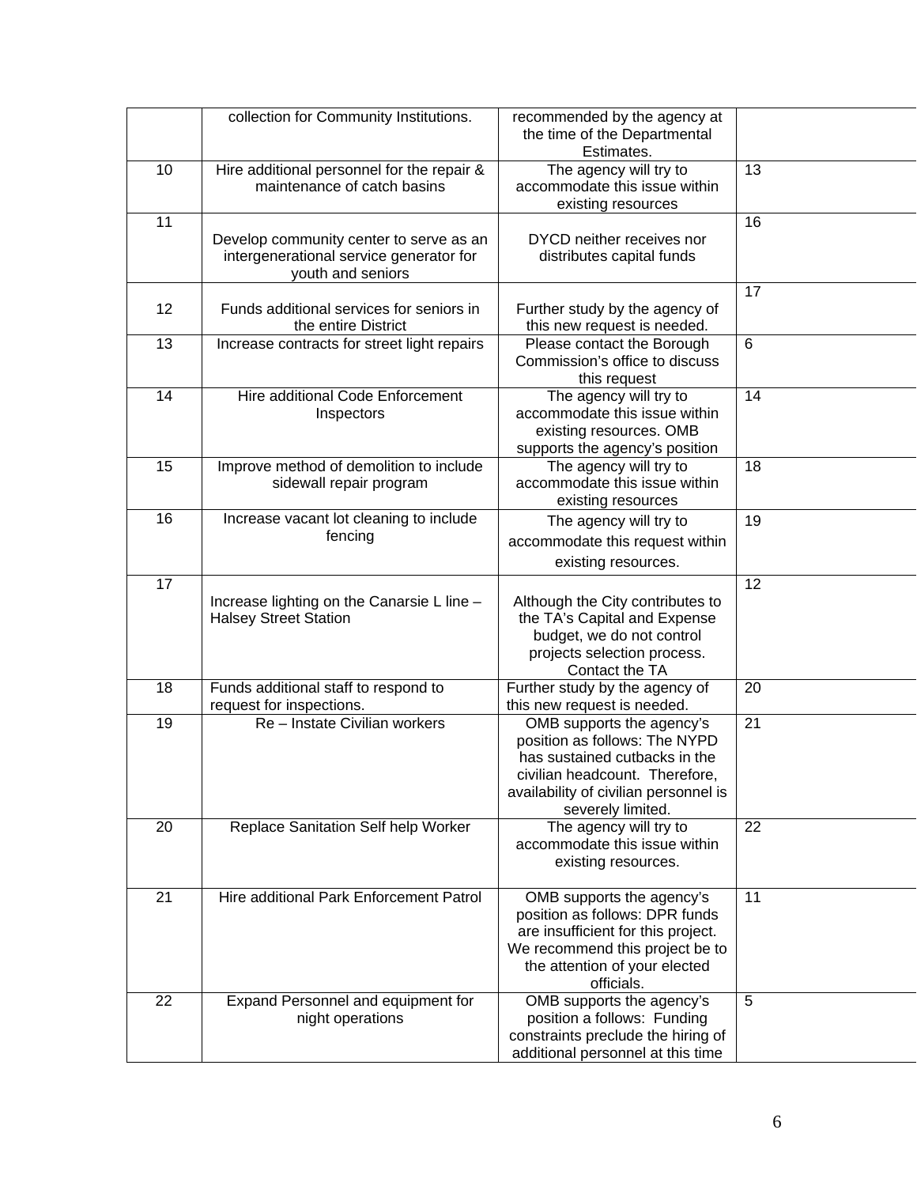| | | | |
|---|---|---|---|
| | collection for Community Institutions. | recommended by the agency at the time of the Departmental Estimates. | |
| 10 | Hire additional personnel for the repair & maintenance of catch basins | The agency will try to accommodate this issue within existing resources | 13 |
| 11 | Develop community center to serve as an intergenerational service generator for youth and seniors | DYCD neither receives nor distributes capital funds | 16 |
| 12 | Funds additional services for seniors in the entire District | Further study by the agency of this new request is needed. | 17 |
| 13 | Increase contracts for street light repairs | Please contact the Borough Commission's office to discuss this request | 6 |
| 14 | Hire additional Code Enforcement Inspectors | The agency will try to accommodate this issue within existing resources. OMB supports the agency's position | 14 |
| 15 | Improve method of demolition to include sidewall repair program | The agency will try to accommodate this issue within existing resources | 18 |
| 16 | Increase vacant lot cleaning to include fencing | The agency will try to accommodate this request within existing resources. | 19 |
| 17 | Increase lighting on the Canarsie L line – Halsey Street Station | Although the City contributes to the TA's Capital and Expense budget, we do not control projects selection process. Contact the TA | 12 |
| 18 | Funds additional staff to respond to request for inspections. | Further study by the agency of this new request is needed. | 20 |
| 19 | Re – Instate Civilian workers | OMB supports the agency's position as follows: The NYPD has sustained cutbacks in the civilian headcount. Therefore, availability of civilian personnel is severely limited. | 21 |
| 20 | Replace Sanitation Self help Worker | The agency will try to accommodate this issue within existing resources. | 22 |
| 21 | Hire additional Park Enforcement Patrol | OMB supports the agency's position as follows: DPR funds are insufficient for this project. We recommend this project be to the attention of your elected officials. | 11 |
| 22 | Expand Personnel and equipment for night operations | OMB supports the agency's position a follows: Funding constraints preclude the hiring of additional personnel at this time | 5 |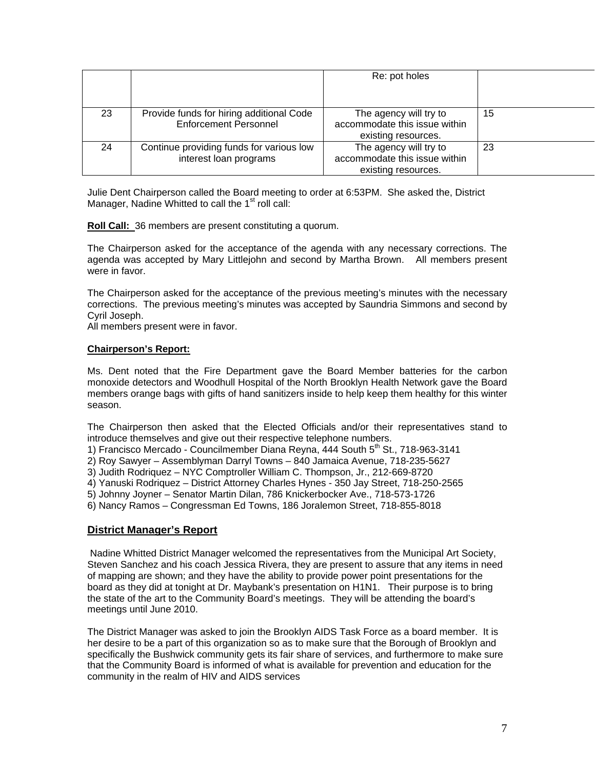|  |  | Re: pot holes |  |
|---|---|---|---|
| 23 | Provide funds for hiring additional Code Enforcement Personnel | The agency will try to accommodate this issue within existing resources. | 15 |
| 24 | Continue providing funds for various low interest loan programs | The agency will try to accommodate this issue within existing resources. | 23 |

Julie Dent Chairperson called the Board meeting to order at 6:53PM. She asked the, District Manager, Nadine Whitted to call the 1st roll call:

**Roll Call:** 36 members are present constituting a quorum.

The Chairperson asked for the acceptance of the agenda with any necessary corrections. The agenda was accepted by Mary Littlejohn and second by Martha Brown. All members present were in favor.

The Chairperson asked for the acceptance of the previous meeting's minutes with the necessary corrections. The previous meeting's minutes was accepted by Saundria Simmons and second by Cyril Joseph.
All members present were in favor.

**Chairperson's Report:**

Ms. Dent noted that the Fire Department gave the Board Member batteries for the carbon monoxide detectors and Woodhull Hospital of the North Brooklyn Health Network gave the Board members orange bags with gifts of hand sanitizers inside to help keep them healthy for this winter season.

The Chairperson then asked that the Elected Officials and/or their representatives stand to introduce themselves and give out their respective telephone numbers.
1) Francisco Mercado - Councilmember Diana Reyna, 444 South 5th St., 718-963-3141
2) Roy Sawyer – Assemblyman Darryl Towns – 840 Jamaica Avenue, 718-235-5627
3) Judith Rodriquez – NYC Comptroller William C. Thompson, Jr., 212-669-8720
4) Yanuski Rodriquez – District Attorney Charles Hynes - 350 Jay Street, 718-250-2565
5) Johnny Joyner – Senator Martin Dilan, 786 Knickerbocker Ave., 718-573-1726
6) Nancy Ramos – Congressman Ed Towns, 186 Joralemon Street, 718-855-8018

## District Manager's Report

Nadine Whitted District Manager welcomed the representatives from the Municipal Art Society, Steven Sanchez and his coach Jessica Rivera, they are present to assure that any items in need of mapping are shown; and they have the ability to provide power point presentations for the board as they did at tonight at Dr. Maybank's presentation on H1N1. Their purpose is to bring the state of the art to the Community Board's meetings. They will be attending the board's meetings until June 2010.

The District Manager was asked to join the Brooklyn AIDS Task Force as a board member. It is her desire to be a part of this organization so as to make sure that the Borough of Brooklyn and specifically the Bushwick community gets its fair share of services, and furthermore to make sure that the Community Board is informed of what is available for prevention and education for the community in the realm of HIV and AIDS services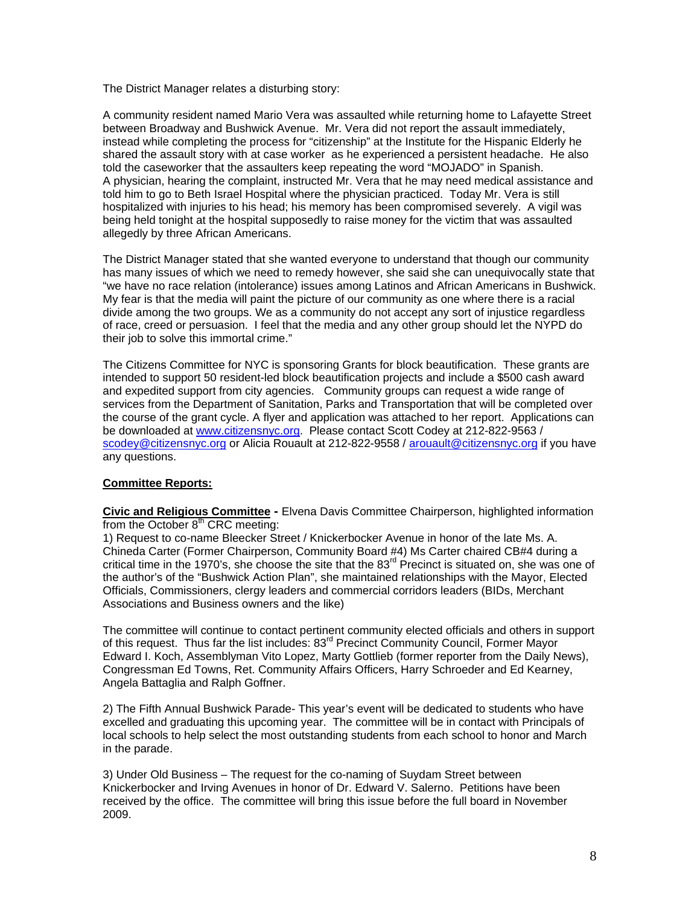The District Manager relates a disturbing story:

A community resident named Mario Vera was assaulted while returning home to Lafayette Street between Broadway and Bushwick Avenue. Mr. Vera did not report the assault immediately, instead while completing the process for "citizenship" at the Institute for the Hispanic Elderly he shared the assault story with at case worker as he experienced a persistent headache. He also told the caseworker that the assaulters keep repeating the word "MOJADO" in Spanish. A physician, hearing the complaint, instructed Mr. Vera that he may need medical assistance and told him to go to Beth Israel Hospital where the physician practiced. Today Mr. Vera is still hospitalized with injuries to his head; his memory has been compromised severely. A vigil was being held tonight at the hospital supposedly to raise money for the victim that was assaulted allegedly by three African Americans.

The District Manager stated that she wanted everyone to understand that though our community has many issues of which we need to remedy however, she said she can unequivocally state that "we have no race relation (intolerance) issues among Latinos and African Americans in Bushwick. My fear is that the media will paint the picture of our community as one where there is a racial divide among the two groups. We as a community do not accept any sort of injustice regardless of race, creed or persuasion. I feel that the media and any other group should let the NYPD do their job to solve this immortal crime."

The Citizens Committee for NYC is sponsoring Grants for block beautification. These grants are intended to support 50 resident-led block beautification projects and include a $500 cash award and expedited support from city agencies. Community groups can request a wide range of services from the Department of Sanitation, Parks and Transportation that will be completed over the course of the grant cycle. A flyer and application was attached to her report. Applications can be downloaded at www.citizensnyc.org. Please contact Scott Codey at 212-822-9563 / scodey@citizensnyc.org or Alicia Rouault at 212-822-9558 / arouault@citizensnyc.org if you have any questions.

**Committee Reports:**

**Civic and Religious Committee -** Elvena Davis Committee Chairperson, highlighted information from the October 8th CRC meeting:

1) Request to co-name Bleecker Street / Knickerbocker Avenue in honor of the late Ms. A. Chineda Carter (Former Chairperson, Community Board #4) Ms Carter chaired CB#4 during a critical time in the 1970's, she choose the site that the 83rd Precinct is situated on, she was one of the author's of the "Bushwick Action Plan", she maintained relationships with the Mayor, Elected Officials, Commissioners, clergy leaders and commercial corridors leaders (BIDs, Merchant Associations and Business owners and the like)

The committee will continue to contact pertinent community elected officials and others in support of this request. Thus far the list includes: 83rd Precinct Community Council, Former Mayor Edward I. Koch, Assemblyman Vito Lopez, Marty Gottlieb (former reporter from the Daily News), Congressman Ed Towns, Ret. Community Affairs Officers, Harry Schroeder and Ed Kearney, Angela Battaglia and Ralph Goffner.

2) The Fifth Annual Bushwick Parade- This year's event will be dedicated to students who have excelled and graduating this upcoming year. The committee will be in contact with Principals of local schools to help select the most outstanding students from each school to honor and March in the parade.

3) Under Old Business – The request for the co-naming of Suydam Street between Knickerbocker and Irving Avenues in honor of Dr. Edward V. Salerno. Petitions have been received by the office. The committee will bring this issue before the full board in November 2009.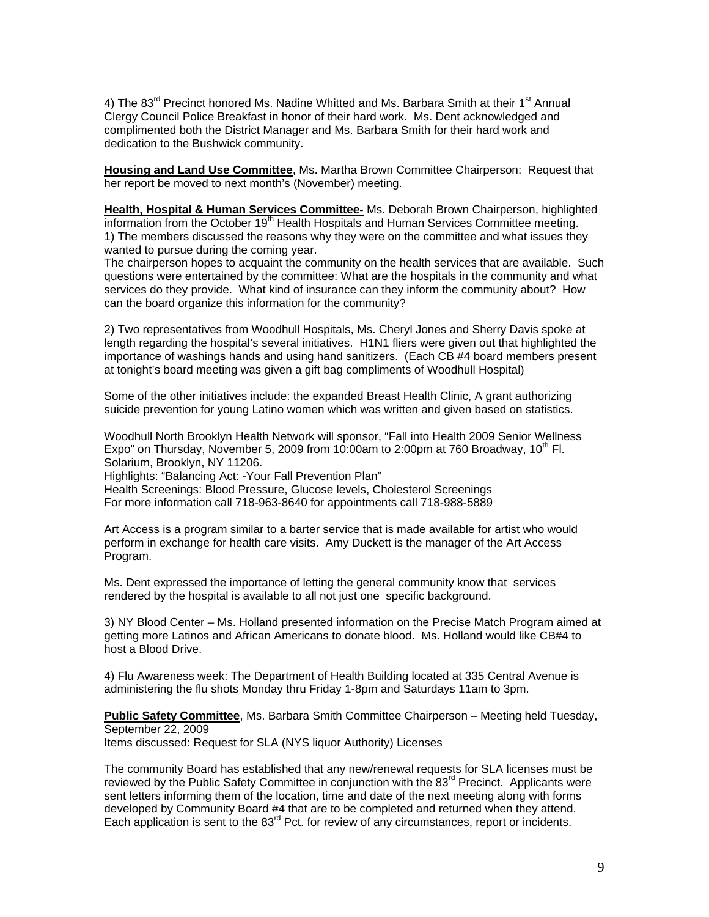4) The 83rd Precinct honored Ms. Nadine Whitted and Ms. Barbara Smith at their 1st Annual Clergy Council Police Breakfast in honor of their hard work. Ms. Dent acknowledged and complimented both the District Manager and Ms. Barbara Smith for their hard work and dedication to the Bushwick community.

**Housing and Land Use Committee**, Ms. Martha Brown Committee Chairperson: Request that her report be moved to next month's (November) meeting.

**Health, Hospital & Human Services Committee-** Ms. Deborah Brown Chairperson, highlighted information from the October 19th Health Hospitals and Human Services Committee meeting.
1) The members discussed the reasons why they were on the committee and what issues they wanted to pursue during the coming year.
The chairperson hopes to acquaint the community on the health services that are available. Such questions were entertained by the committee: What are the hospitals in the community and what services do they provide. What kind of insurance can they inform the community about? How can the board organize this information for the community?

2) Two representatives from Woodhull Hospitals, Ms. Cheryl Jones and Sherry Davis spoke at length regarding the hospital's several initiatives. H1N1 fliers were given out that highlighted the importance of washings hands and using hand sanitizers. (Each CB #4 board members present at tonight's board meeting was given a gift bag compliments of Woodhull Hospital)

Some of the other initiatives include: the expanded Breast Health Clinic, A grant authorizing suicide prevention for young Latino women which was written and given based on statistics.

Woodhull North Brooklyn Health Network will sponsor, "Fall into Health 2009 Senior Wellness Expo" on Thursday, November 5, 2009 from 10:00am to 2:00pm at 760 Broadway, 10th Fl. Solarium, Brooklyn, NY 11206.
Highlights: "Balancing Act: -Your Fall Prevention Plan"
Health Screenings: Blood Pressure, Glucose levels, Cholesterol Screenings
For more information call 718-963-8640 for appointments call 718-988-5889

Art Access is a program similar to a barter service that is made available for artist who would perform in exchange for health care visits. Amy Duckett is the manager of the Art Access Program.

Ms. Dent expressed the importance of letting the general community know that services rendered by the hospital is available to all not just one specific background.

3) NY Blood Center – Ms. Holland presented information on the Precise Match Program aimed at getting more Latinos and African Americans to donate blood. Ms. Holland would like CB#4 to host a Blood Drive.

4) Flu Awareness week: The Department of Health Building located at 335 Central Avenue is administering the flu shots Monday thru Friday 1-8pm and Saturdays 11am to 3pm.

**Public Safety Committee**, Ms. Barbara Smith Committee Chairperson – Meeting held Tuesday, September 22, 2009
Items discussed: Request for SLA (NYS liquor Authority) Licenses

The community Board has established that any new/renewal requests for SLA licenses must be reviewed by the Public Safety Committee in conjunction with the 83rd Precinct. Applicants were sent letters informing them of the location, time and date of the next meeting along with forms developed by Community Board #4 that are to be completed and returned when they attend. Each application is sent to the 83rd Pct. for review of any circumstances, report or incidents.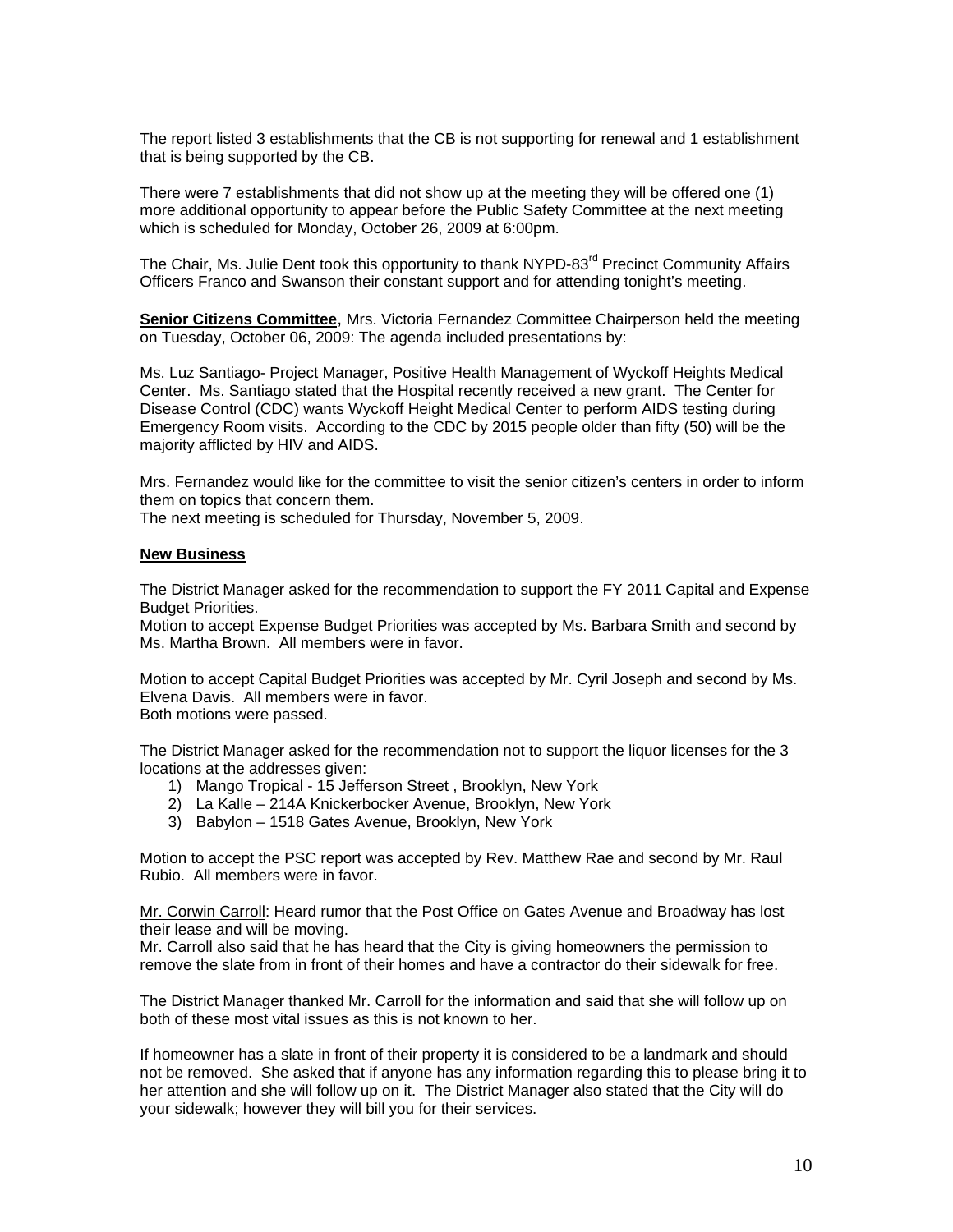The report listed 3 establishments that the CB is not supporting for renewal and 1 establishment that is being supported by the CB.

There were 7 establishments that did not show up at the meeting they will be offered one (1) more additional opportunity to appear before the Public Safety Committee at the next meeting which is scheduled for Monday, October 26, 2009 at 6:00pm.

The Chair, Ms. Julie Dent took this opportunity to thank NYPD-83rd Precinct Community Affairs Officers Franco and Swanson their constant support and for attending tonight's meeting.

**Senior Citizens Committee**, Mrs. Victoria Fernandez Committee Chairperson held the meeting on Tuesday, October 06, 2009: The agenda included presentations by:

Ms. Luz Santiago- Project Manager, Positive Health Management of Wyckoff Heights Medical Center. Ms. Santiago stated that the Hospital recently received a new grant. The Center for Disease Control (CDC) wants Wyckoff Height Medical Center to perform AIDS testing during Emergency Room visits. According to the CDC by 2015 people older than fifty (50) will be the majority afflicted by HIV and AIDS.

Mrs. Fernandez would like for the committee to visit the senior citizen's centers in order to inform them on topics that concern them.
The next meeting is scheduled for Thursday, November 5, 2009.

**New Business**

The District Manager asked for the recommendation to support the FY 2011 Capital and Expense Budget Priorities.
Motion to accept Expense Budget Priorities was accepted by Ms. Barbara Smith and second by Ms. Martha Brown. All members were in favor.

Motion to accept Capital Budget Priorities was accepted by Mr. Cyril Joseph and second by Ms. Elvena Davis. All members were in favor.
Both motions were passed.

The District Manager asked for the recommendation not to support the liquor licenses for the 3 locations at the addresses given:

1) Mango Tropical - 15 Jefferson Street , Brooklyn, New York
2) La Kalle – 214A Knickerbocker Avenue, Brooklyn, New York
3) Babylon – 1518 Gates Avenue, Brooklyn, New York

Motion to accept the PSC report was accepted by Rev. Matthew Rae and second by Mr. Raul Rubio. All members were in favor.

Mr. Corwin Carroll: Heard rumor that the Post Office on Gates Avenue and Broadway has lost their lease and will be moving.
Mr. Carroll also said that he has heard that the City is giving homeowners the permission to remove the slate from in front of their homes and have a contractor do their sidewalk for free.

The District Manager thanked Mr. Carroll for the information and said that she will follow up on both of these most vital issues as this is not known to her.

If homeowner has a slate in front of their property it is considered to be a landmark and should not be removed. She asked that if anyone has any information regarding this to please bring it to her attention and she will follow up on it. The District Manager also stated that the City will do your sidewalk; however they will bill you for their services.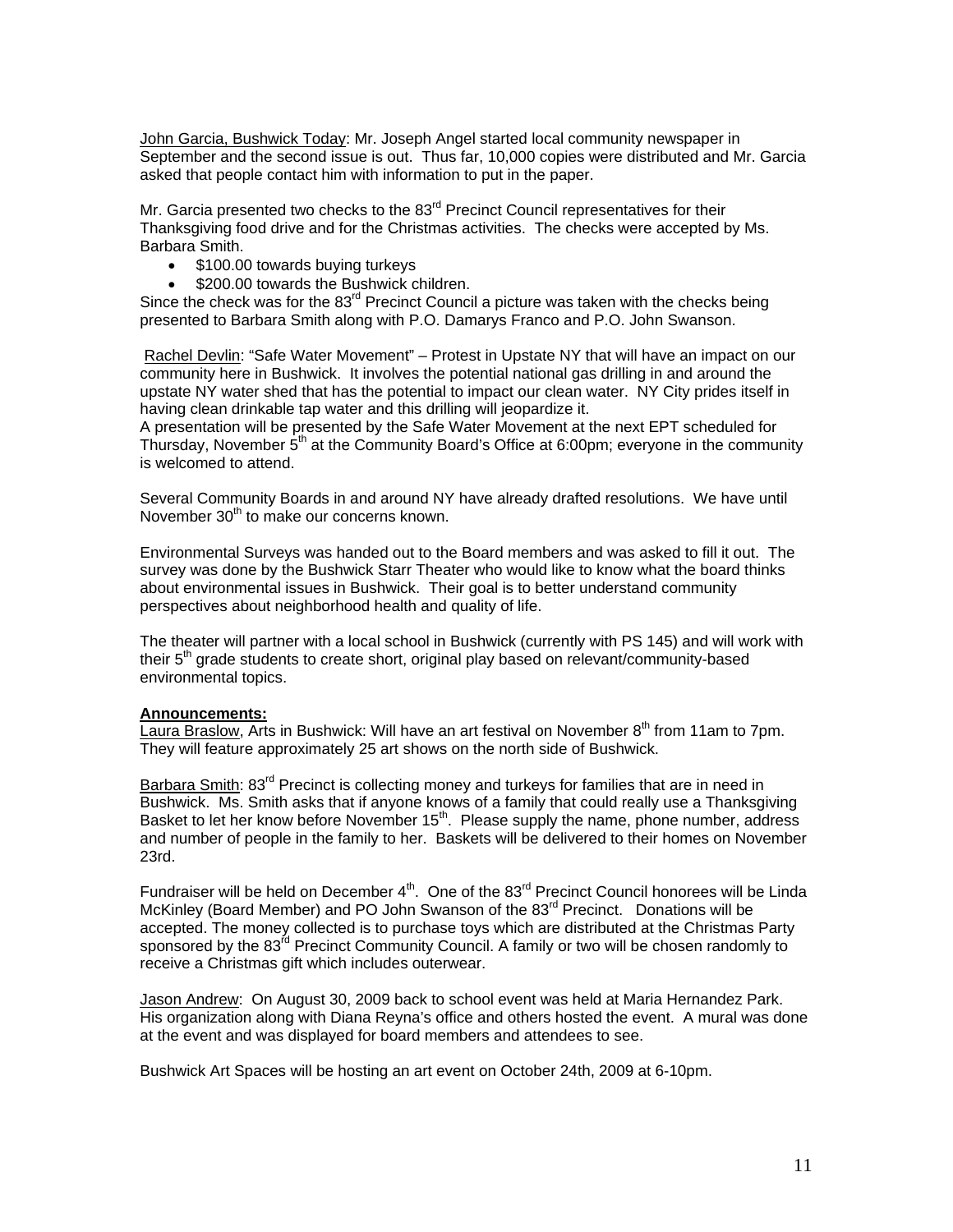John Garcia, Bushwick Today: Mr. Joseph Angel started local community newspaper in September and the second issue is out. Thus far, 10,000 copies were distributed and Mr. Garcia asked that people contact him with information to put in the paper.

Mr. Garcia presented two checks to the 83rd Precinct Council representatives for their Thanksgiving food drive and for the Christmas activities. The checks were accepted by Ms. Barbara Smith.

- $100.00 towards buying turkeys
- $200.00 towards the Bushwick children.

Since the check was for the 83rd Precinct Council a picture was taken with the checks being presented to Barbara Smith along with P.O. Damarys Franco and P.O. John Swanson.

Rachel Devlin: "Safe Water Movement" – Protest in Upstate NY that will have an impact on our community here in Bushwick. It involves the potential national gas drilling in and around the upstate NY water shed that has the potential to impact our clean water. NY City prides itself in having clean drinkable tap water and this drilling will jeopardize it.
A presentation will be presented by the Safe Water Movement at the next EPT scheduled for Thursday, November 5th at the Community Board's Office at 6:00pm; everyone in the community is welcomed to attend.

Several Community Boards in and around NY have already drafted resolutions. We have until November 30th to make our concerns known.

Environmental Surveys was handed out to the Board members and was asked to fill it out. The survey was done by the Bushwick Starr Theater who would like to know what the board thinks about environmental issues in Bushwick. Their goal is to better understand community perspectives about neighborhood health and quality of life.

The theater will partner with a local school in Bushwick (currently with PS 145) and will work with their 5th grade students to create short, original play based on relevant/community-based environmental topics.

**Announcements:**

Laura Braslow, Arts in Bushwick: Will have an art festival on November 8th from 11am to 7pm. They will feature approximately 25 art shows on the north side of Bushwick.

Barbara Smith: 83rd Precinct is collecting money and turkeys for families that are in need in Bushwick. Ms. Smith asks that if anyone knows of a family that could really use a Thanksgiving Basket to let her know before November 15th. Please supply the name, phone number, address and number of people in the family to her. Baskets will be delivered to their homes on November 23rd.

Fundraiser will be held on December 4th. One of the 83rd Precinct Council honorees will be Linda McKinley (Board Member) and PO John Swanson of the 83rd Precinct. Donations will be accepted. The money collected is to purchase toys which are distributed at the Christmas Party sponsored by the 83rd Precinct Community Council. A family or two will be chosen randomly to receive a Christmas gift which includes outerwear.

Jason Andrew: On August 30, 2009 back to school event was held at Maria Hernandez Park. His organization along with Diana Reyna's office and others hosted the event. A mural was done at the event and was displayed for board members and attendees to see.

Bushwick Art Spaces will be hosting an art event on October 24th, 2009 at 6-10pm.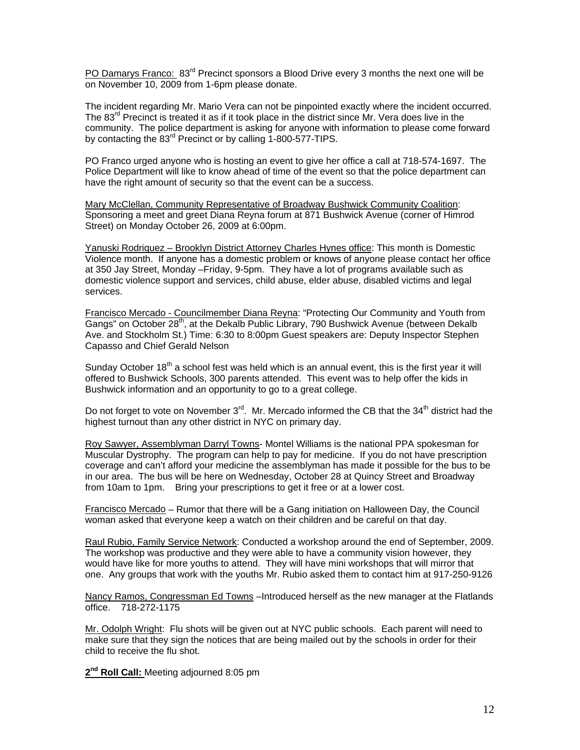PO Damarys Franco: 83rd Precinct sponsors a Blood Drive every 3 months the next one will be on November 10, 2009 from 1-6pm please donate.

The incident regarding Mr. Mario Vera can not be pinpointed exactly where the incident occurred. The 83rd Precinct is treated it as if it took place in the district since Mr. Vera does live in the community. The police department is asking for anyone with information to please come forward by contacting the 83rd Precinct or by calling 1-800-577-TIPS.

PO Franco urged anyone who is hosting an event to give her office a call at 718-574-1697. The Police Department will like to know ahead of time of the event so that the police department can have the right amount of security so that the event can be a success.

Mary McClellan, Community Representative of Broadway Bushwick Community Coalition: Sponsoring a meet and greet Diana Reyna forum at 871 Bushwick Avenue (corner of Himrod Street) on Monday October 26, 2009 at 6:00pm.

Yanuski Rodriguez – Brooklyn District Attorney Charles Hynes office: This month is Domestic Violence month. If anyone has a domestic problem or knows of anyone please contact her office at 350 Jay Street, Monday –Friday, 9-5pm. They have a lot of programs available such as domestic violence support and services, child abuse, elder abuse, disabled victims and legal services.

Francisco Mercado - Councilmember Diana Reyna: "Protecting Our Community and Youth from Gangs" on October 28th, at the Dekalb Public Library, 790 Bushwick Avenue (between Dekalb Ave. and Stockholm St.) Time: 6:30 to 8:00pm Guest speakers are: Deputy Inspector Stephen Capasso and Chief Gerald Nelson

Sunday October 18th a school fest was held which is an annual event, this is the first year it will offered to Bushwick Schools, 300 parents attended. This event was to help offer the kids in Bushwick information and an opportunity to go to a great college.

Do not forget to vote on November 3rd. Mr. Mercado informed the CB that the 34th district had the highest turnout than any other district in NYC on primary day.

Roy Sawyer, Assemblyman Darryl Towns- Montel Williams is the national PPA spokesman for Muscular Dystrophy. The program can help to pay for medicine. If you do not have prescription coverage and can't afford your medicine the assemblyman has made it possible for the bus to be in our area. The bus will be here on Wednesday, October 28 at Quincy Street and Broadway from 10am to 1pm. Bring your prescriptions to get it free or at a lower cost.

Francisco Mercado – Rumor that there will be a Gang initiation on Halloween Day, the Council woman asked that everyone keep a watch on their children and be careful on that day.

Raul Rubio, Family Service Network: Conducted a workshop around the end of September, 2009. The workshop was productive and they were able to have a community vision however, they would have like for more youths to attend. They will have mini workshops that will mirror that one. Any groups that work with the youths Mr. Rubio asked them to contact him at 917-250-9126

Nancy Ramos, Congressman Ed Towns –Introduced herself as the new manager at the Flatlands office. 718-272-1175

Mr. Odolph Wright: Flu shots will be given out at NYC public schools. Each parent will need to make sure that they sign the notices that are being mailed out by the schools in order for their child to receive the flu shot.

**2nd Roll Call:** Meeting adjourned 8:05 pm